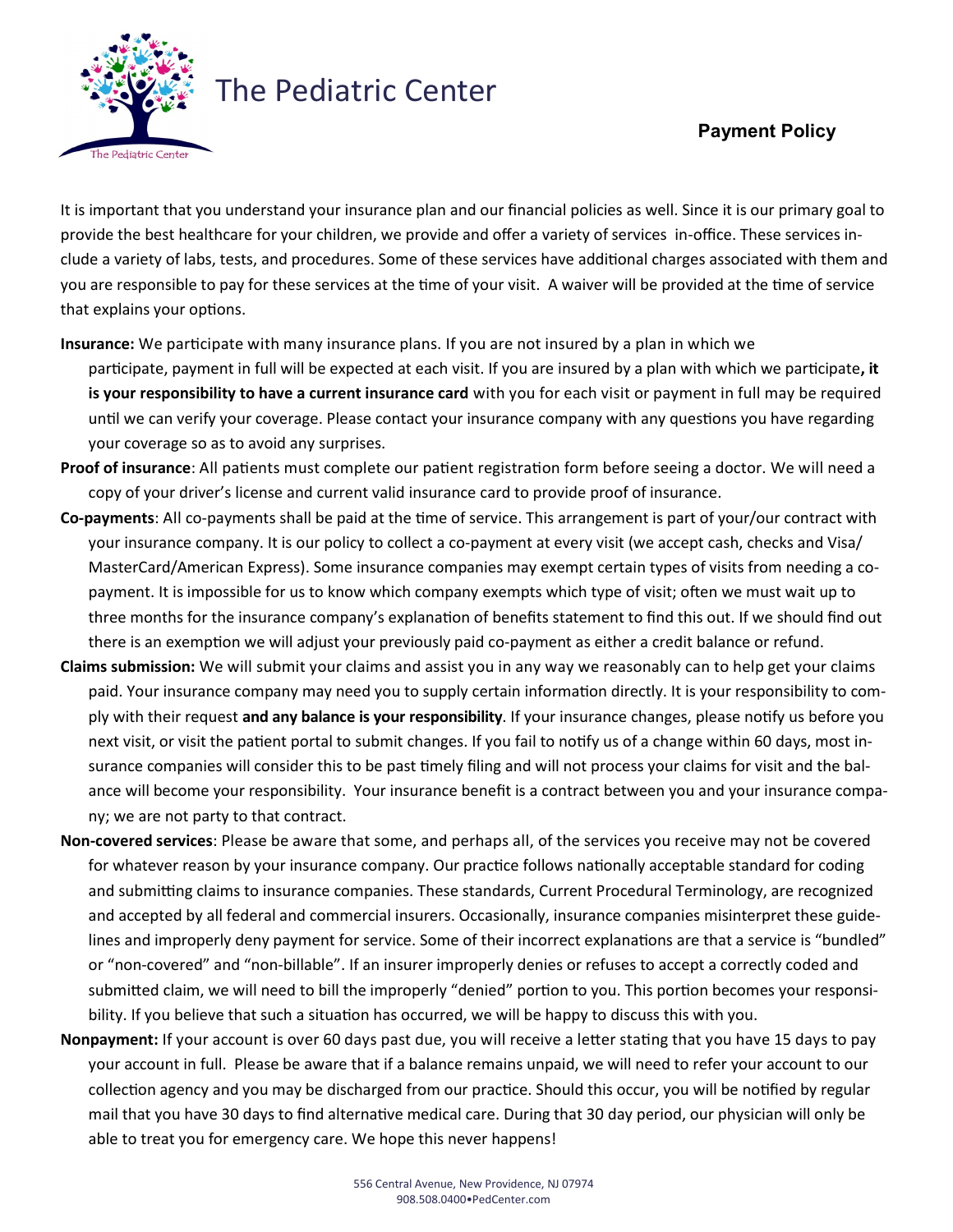# The Pediatric Center

## Payment Policy

It is important that you understand your insurance plan and our financial policies as well. Since it is our primary goal to provide the best healthcare for your children, we provide and offer a variety of services in-office. These services include a variety of labs, tests, and procedures. Some of these services have additional charges associated with them and you are responsible to pay for these services at the time of your visit. A waiver will be provided at the time of service that explains your options.

**Insurance:** We participate with many insurance plans. If you are not insured by a plan in which we participate, payment in full will be expected at each visit. If you are insured by a plan with which we participate**, it is your responsibility to have a current insurance card** with you for each visit or payment in full may be required until we can verify your coverage. Please contact your insurance company with any questions you have regarding your coverage so as to avoid any surprises.

**Proof of insurance**: All patients must complete our patient registration form before seeing a doctor. We will need a copy of your driver's license and current valid insurance card to provide proof of insurance.

**Co-payments**: All co-payments shall be paid at the time of service. This arrangement is part of your/our contract with your insurance company. It is our policy to collect a co-payment at every visit (we accept cash, checks and Visa/MasterCard/American Express). Some insurance companies may exempt certain types of visits from needing a co-payment. It is impossible for us to know which company exempts which type of visit; often we must wait up to three months for the insurance company's explanation of benefits statement to find this out. If we should find out there is an exemption we will adjust your previously paid co-payment as either a credit balance or refund.

**Claims submission:** We will submit your claims and assist you in any way we reasonably can to help get your claims paid. Your insurance company may need you to supply certain information directly. It is your responsibility to comply with their request **and any balance is your responsibility**. If your insurance changes, please notify us before you next visit, or visit the patient portal to submit changes. If you fail to notify us of a change within 60 days, most insurance companies will consider this to be past timely filing and will not process your claims for visit and the balance will become your responsibility. Your insurance benefit is a contract between you and your insurance company; we are not party to that contract.

**Non-covered services**: Please be aware that some, and perhaps all, of the services you receive may not be covered for whatever reason by your insurance company. Our practice follows nationally acceptable standard for coding and submitting claims to insurance companies. These standards, Current Procedural Terminology, are recognized and accepted by all federal and commercial insurers. Occasionally, insurance companies misinterpret these guidelines and improperly deny payment for service. Some of their incorrect explanations are that a service is "bundled" or "non-covered" and "non-billable". If an insurer improperly denies or refuses to accept a correctly coded and submitted claim, we will need to bill the improperly "denied" portion to you. This portion becomes your responsibility. If you believe that such a situation has occurred, we will be happy to discuss this with you.

**Nonpayment:** If your account is over 60 days past due, you will receive a letter stating that you have 15 days to pay your account in full. Please be aware that if a balance remains unpaid, we will need to refer your account to our collection agency and you may be discharged from our practice. Should this occur, you will be notified by regular mail that you have 30 days to find alternative medical care. During that 30 day period, our physician will only be able to treat you for emergency care. We hope this never happens!

556 Central Avenue, New Providence, NJ 07974
908.508.0400•PedCenter.com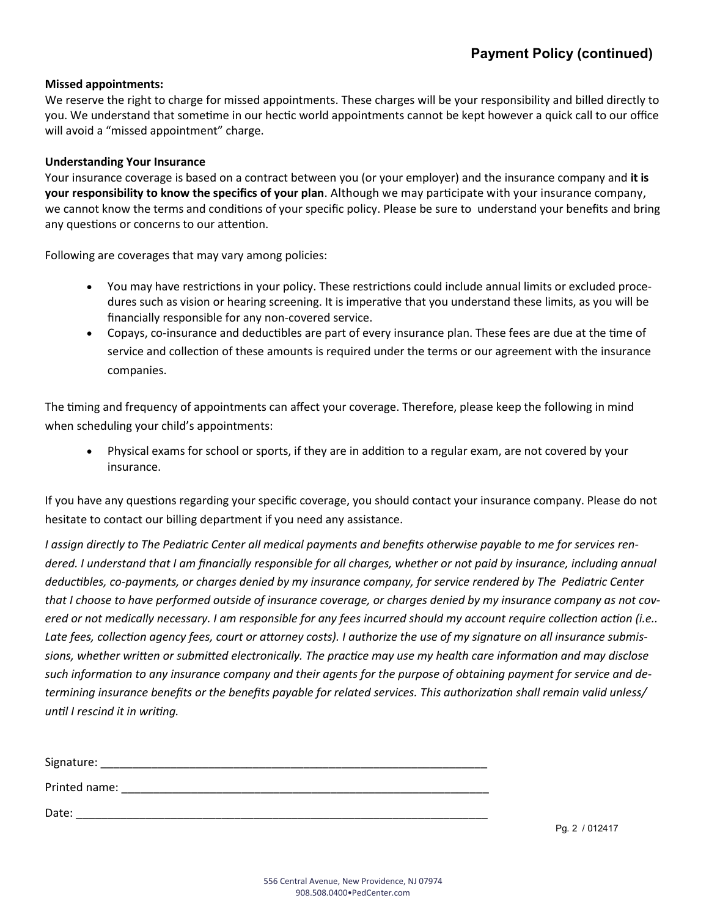## Payment Policy (continued)

**Missed appointments:**
We reserve the right to charge for missed appointments. These charges will be your responsibility and billed directly to you. We understand that sometime in our hectic world appointments cannot be kept however a quick call to our office will avoid a "missed appointment" charge.

**Understanding Your Insurance**
Your insurance coverage is based on a contract between you (or your employer) and the insurance company and **it is your responsibility to know the specifics of your plan**. Although we may participate with your insurance company, we cannot know the terms and conditions of your specific policy. Please be sure to understand your benefits and bring any questions or concerns to our attention.

Following are coverages that may vary among policies:

- You may have restrictions in your policy. These restrictions could include annual limits or excluded procedures such as vision or hearing screening. It is imperative that you understand these limits, as you will be financially responsible for any non-covered service.
- Copays, co-insurance and deductibles are part of every insurance plan. These fees are due at the time of service and collection of these amounts is required under the terms or our agreement with the insurance companies.

The timing and frequency of appointments can affect your coverage. Therefore, please keep the following in mind when scheduling your child's appointments:

- Physical exams for school or sports, if they are in addition to a regular exam, are not covered by your insurance.

If you have any questions regarding your specific coverage, you should contact your insurance company. Please do not hesitate to contact our billing department if you need any assistance.

*I assign directly to The Pediatric Center all medical payments and benefits otherwise payable to me for services rendered. I understand that I am financially responsible for all charges, whether or not paid by insurance, including annual deductibles, co-payments, or charges denied by my insurance company, for service rendered by The Pediatric Center that I choose to have performed outside of insurance coverage, or charges denied by my insurance company as not covered or not medically necessary. I am responsible for any fees incurred should my account require collection action (i.e.. Late fees, collection agency fees, court or attorney costs). I authorize the use of my signature on all insurance submissions, whether written or submitted electronically. The practice may use my health care information and may disclose such information to any insurance company and their agents for the purpose of obtaining payment for service and determining insurance benefits or the benefits payable for related services. This authorization shall remain valid unless/ until I rescind it in writing.*

Signature: ____________________________________________________________

Printed name: _________________________________________________________

Date: _________________________________________________________________

Pg. 2 / 012417

556 Central Avenue, New Providence, NJ 07974
908.508.0400•PedCenter.com